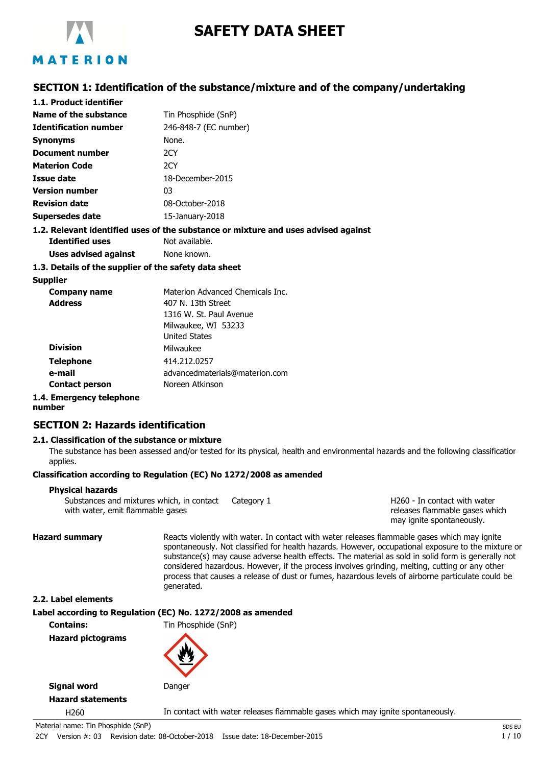# SAFETY DATA SHEET

## SECTION 1: Identification of the substance/mixture and of the company/undertaking

### 1.1. Product identifier

| | |
|---|---|
| **Name of the substance** | Tin Phosphide (SnP) |
| **Identification number** | 246-848-7 (EC number) |
| **Synonyms** | None. |
| **Document number** | 2CY |
| **Materion Code** | 2CY |
| **Issue date** | 18-December-2015 |
| **Version number** | 03 |
| **Revision date** | 08-October-2018 |
| **Supersedes date** | 15-January-2018 |

### 1.2. Relevant identified uses of the substance or mixture and uses advised against

| | |
|---|---|
| **Identified uses** | Not available. |
| **Uses advised against** | None known. |

### 1.3. Details of the supplier of the safety data sheet

**Supplier**

| | |
|---|---|
| **Company name** | Materion Advanced Chemicals Inc. |
| **Address** | 407 N. 13th Street<br>1316 W. St. Paul Avenue<br>Milwaukee, WI 53233<br>United States |
| **Division** | Milwaukee |
| **Telephone** | 414.212.0257 |
| **e-mail** | advancedmaterials@materion.com |
| **Contact person** | Noreen Atkinson |

### 1.4. Emergency telephone number

## SECTION 2: Hazards identification

### 2.1. Classification of the substance or mixture

The substance has been assessed and/or tested for its physical, health and environmental hazards and the following classification applies.

**Classification according to Regulation (EC) No 1272/2008 as amended**

**Physical hazards**

| | | |
|---|---|---|
| Substances and mixtures which, in contact with water, emit flammable gases | Category 1 | H260 - In contact with water releases flammable gases which may ignite spontaneously. |

**Hazard summary**

Reacts violently with water. In contact with water releases flammable gases which may ignite spontaneously. Not classified for health hazards. However, occupational exposure to the mixture or substance(s) may cause adverse health effects. The material as sold in solid form is generally not considered hazardous. However, if the process involves grinding, melting, cutting or any other process that causes a release of dust or fumes, hazardous levels of airborne particulate could be generated.

### 2.2. Label elements

**Label according to Regulation (EC) No. 1272/2008 as amended**

| | |
|---|---|
| **Contains:** | Tin Phosphide (SnP) |
| **Hazard pictograms** | |
| **Signal word** | Danger |

**Hazard statements**

| | |
|---|---|
| H260 | In contact with water releases flammable gases which may ignite spontaneously. |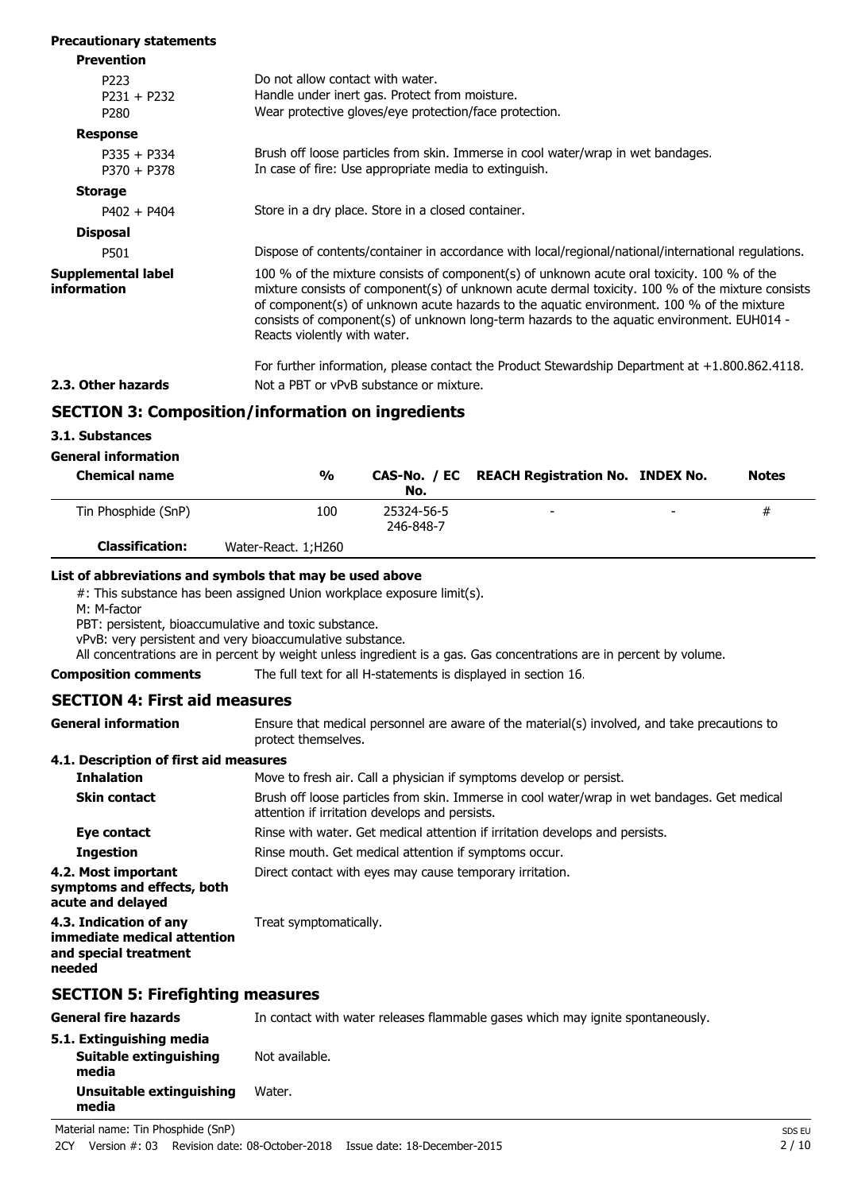**Precautionary statements**

**Prevention**

| | |
|---|---|
| P223 | Do not allow contact with water. |
| P231 + P232 | Handle under inert gas. Protect from moisture. |
| P280 | Wear protective gloves/eye protection/face protection. |

**Response**

| | |
|---|---|
| P335 + P334 | Brush off loose particles from skin. Immerse in cool water/wrap in wet bandages. |
| P370 + P378 | In case of fire: Use appropriate media to extinguish. |

**Storage**

| | |
|---|---|
| P402 + P404 | Store in a dry place. Store in a closed container. |

**Disposal**

| | |
|---|---|
| P501 | Dispose of contents/container in accordance with local/regional/national/international regulations. |

**Supplemental label information**

100 % of the mixture consists of component(s) of unknown acute oral toxicity. 100 % of the mixture consists of component(s) of unknown acute dermal toxicity. 100 % of the mixture consists of component(s) of unknown acute hazards to the aquatic environment. 100 % of the mixture consists of component(s) of unknown long-term hazards to the aquatic environment. EUH014 - Reacts violently with water.

For further information, please contact the Product Stewardship Department at +1.800.862.4118.

**2.3. Other hazards** Not a PBT or vPvB substance or mixture.

## SECTION 3: Composition/information on ingredients

### 3.1. Substances

**General information**

| Chemical name | % | CAS-No. / EC No. | REACH Registration No. | INDEX No. | Notes |
|---|---|---|---|---|---|
| Tin Phosphide (SnP) | 100 | 25324-56-5 246-848-7 | - | - | # |
| **Classification:** | Water-React. 1;H260 | | | | |

**List of abbreviations and symbols that may be used above**

#: This substance has been assigned Union workplace exposure limit(s).
M: M-factor
PBT: persistent, bioaccumulative and toxic substance.
vPvB: very persistent and very bioaccumulative substance.
All concentrations are in percent by weight unless ingredient is a gas. Gas concentrations are in percent by volume.

**Composition comments** The full text for all H-statements is displayed in section 16.

## SECTION 4: First aid measures

**General information** Ensure that medical personnel are aware of the material(s) involved, and take precautions to protect themselves.

### 4.1. Description of first aid measures

**Inhalation** Move to fresh air. Call a physician if symptoms develop or persist.

**Skin contact** Brush off loose particles from skin. Immerse in cool water/wrap in wet bandages. Get medical attention if irritation develops and persists.

**Eye contact** Rinse with water. Get medical attention if irritation develops and persists.

**Ingestion** Rinse mouth. Get medical attention if symptoms occur.

**4.2. Most important symptoms and effects, both acute and delayed** Direct contact with eyes may cause temporary irritation.

**4.3. Indication of any immediate medical attention and special treatment needed** Treat symptomatically.

## SECTION 5: Firefighting measures

**General fire hazards** In contact with water releases flammable gases which may ignite spontaneously.

### 5.1. Extinguishing media

**Suitable extinguishing media** Not available.

**Unsuitable extinguishing media** Water.

Material name: Tin Phosphide (SnP)

2CY Version #: 03 Revision date: 08-October-2018 Issue date: 18-December-2015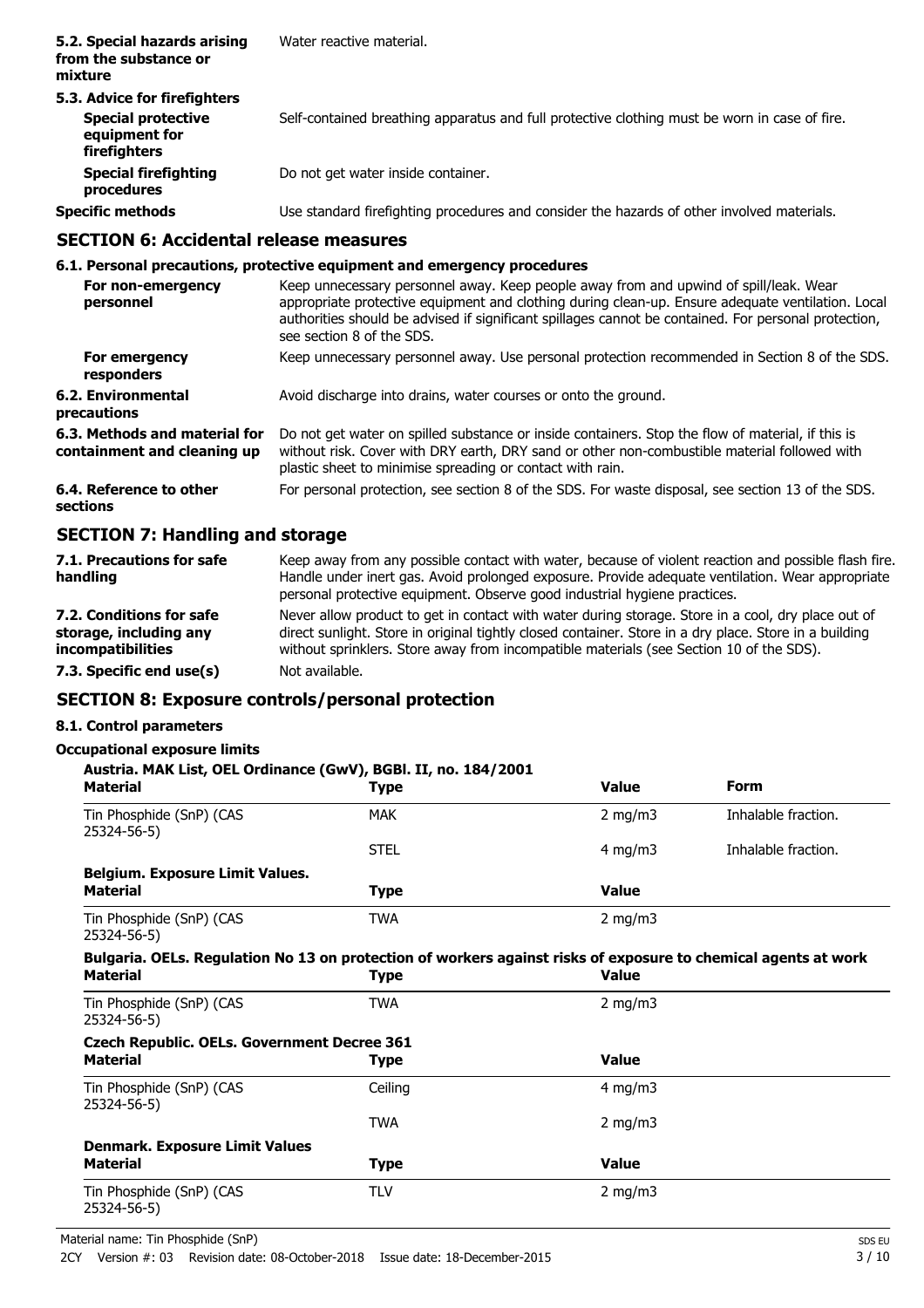| | |
|---|---|
| **5.2. Special hazards arising from the substance or mixture** | Water reactive material. |
| **5.3. Advice for firefighters** | |
| **Special protective equipment for firefighters** | Self-contained breathing apparatus and full protective clothing must be worn in case of fire. |
| **Special firefighting procedures** | Do not get water inside container. |
| **Specific methods** | Use standard firefighting procedures and consider the hazards of other involved materials. |

## SECTION 6: Accidental release measures

### 6.1. Personal precautions, protective equipment and emergency procedures

| | |
|---|---|
| **For non-emergency personnel** | Keep unnecessary personnel away. Keep people away from and upwind of spill/leak. Wear appropriate protective equipment and clothing during clean-up. Ensure adequate ventilation. Local authorities should be advised if significant spillages cannot be contained. For personal protection, see section 8 of the SDS. |
| **For emergency responders** | Keep unnecessary personnel away. Use personal protection recommended in Section 8 of the SDS. |
| **6.2. Environmental precautions** | Avoid discharge into drains, water courses or onto the ground. |
| **6.3. Methods and material for containment and cleaning up** | Do not get water on spilled substance or inside containers. Stop the flow of material, if this is without risk. Cover with DRY earth, DRY sand or other non-combustible material followed with plastic sheet to minimise spreading or contact with rain. |
| **6.4. Reference to other sections** | For personal protection, see section 8 of the SDS. For waste disposal, see section 13 of the SDS. |

## SECTION 7: Handling and storage

| | |
|---|---|
| **7.1. Precautions for safe handling** | Keep away from any possible contact with water, because of violent reaction and possible flash fire. Handle under inert gas. Avoid prolonged exposure. Provide adequate ventilation. Wear appropriate personal protective equipment. Observe good industrial hygiene practices. |
| **7.2. Conditions for safe storage, including any incompatibilities** | Never allow product to get in contact with water during storage. Store in a cool, dry place out of direct sunlight. Store in original tightly closed container. Store in a dry place. Store in a building without sprinklers. Store away from incompatible materials (see Section 10 of the SDS). |
| **7.3. Specific end use(s)** | Not available. |

## SECTION 8: Exposure controls/personal protection

### 8.1. Control parameters

**Occupational exposure limits**

**Austria. MAK List, OEL Ordinance (GwV), BGBl. II, no. 184/2001**

| Material | Type | Value | Form |
|---|---|---|---|
| Tin Phosphide (SnP) (CAS 25324-56-5) | MAK | 2 mg/m3 | Inhalable fraction. |
| | STEL | 4 mg/m3 | Inhalable fraction. |

**Belgium. Exposure Limit Values.**

| Material | Type | Value |
|---|---|---|
| Tin Phosphide (SnP) (CAS 25324-56-5) | TWA | 2 mg/m3 |

**Bulgaria. OELs. Regulation No 13 on protection of workers against risks of exposure to chemical agents at work**

| Material | Type | Value |
|---|---|---|
| Tin Phosphide (SnP) (CAS 25324-56-5) | TWA | 2 mg/m3 |

**Czech Republic. OELs. Government Decree 361**

| Material | Type | Value |
|---|---|---|
| Tin Phosphide (SnP) (CAS 25324-56-5) | Ceiling | 4 mg/m3 |
| | TWA | 2 mg/m3 |

**Denmark. Exposure Limit Values**

| Material | Type | Value |
|---|---|---|
| Tin Phosphide (SnP) (CAS 25324-56-5) | TLV | 2 mg/m3 |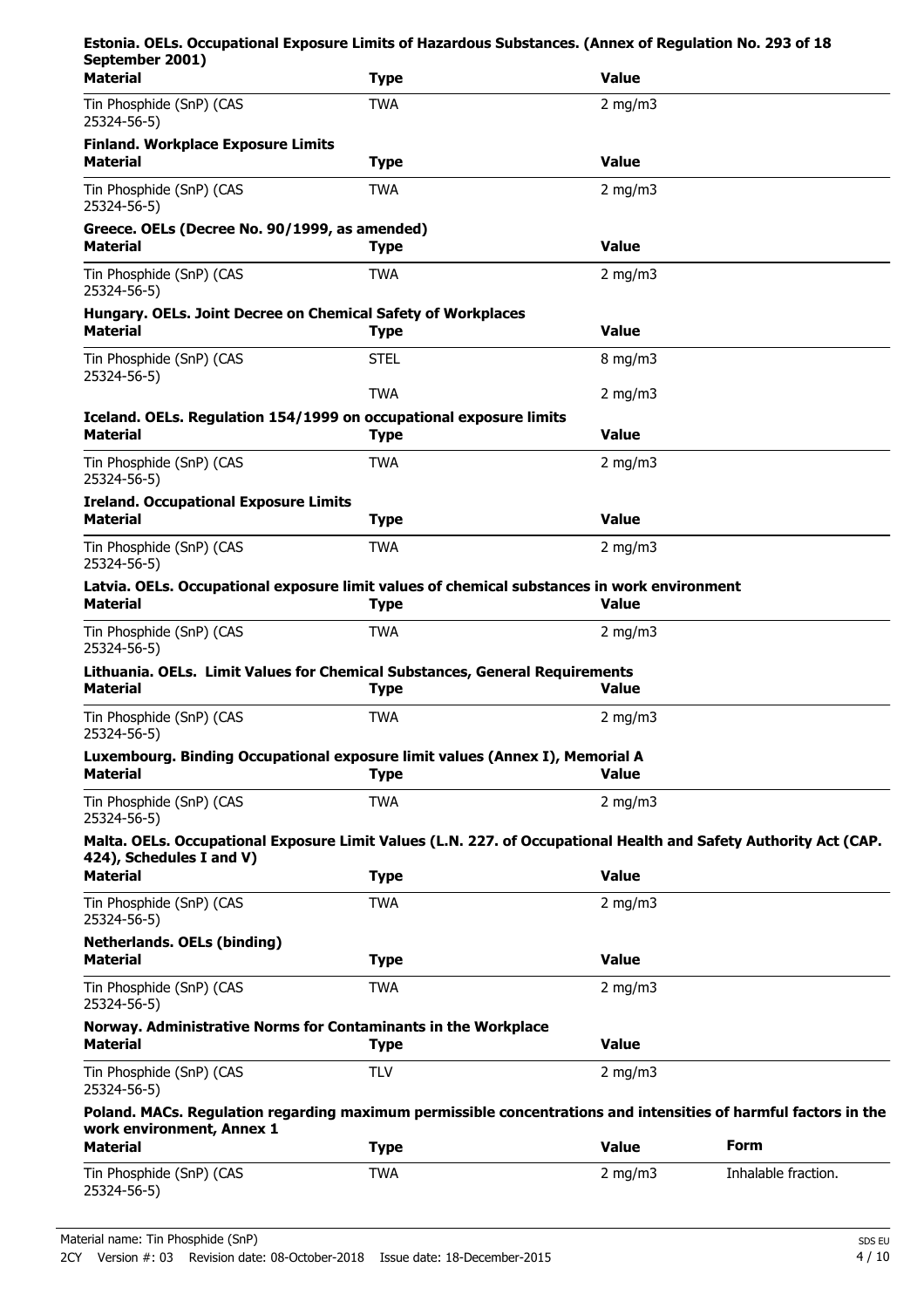**Estonia. OELs. Occupational Exposure Limits of Hazardous Substances. (Annex of Regulation No. 293 of 18 September 2001)**

| Material | Type | Value |
|---|---|---|
| Tin Phosphide (SnP) (CAS 25324-56-5) | TWA | 2 mg/m3 |

**Finland. Workplace Exposure Limits**

| Material | Type | Value |
|---|---|---|
| Tin Phosphide (SnP) (CAS 25324-56-5) | TWA | 2 mg/m3 |

**Greece. OELs (Decree No. 90/1999, as amended)**

| Material | Type | Value |
|---|---|---|
| Tin Phosphide (SnP) (CAS 25324-56-5) | TWA | 2 mg/m3 |

**Hungary. OELs. Joint Decree on Chemical Safety of Workplaces**

| Material | Type | Value |
|---|---|---|
| Tin Phosphide (SnP) (CAS 25324-56-5) | STEL | 8 mg/m3 |
| | TWA | 2 mg/m3 |

**Iceland. OELs. Regulation 154/1999 on occupational exposure limits**

| Material | Type | Value |
|---|---|---|
| Tin Phosphide (SnP) (CAS 25324-56-5) | TWA | 2 mg/m3 |

**Ireland. Occupational Exposure Limits**

| Material | Type | Value |
|---|---|---|
| Tin Phosphide (SnP) (CAS 25324-56-5) | TWA | 2 mg/m3 |

**Latvia. OELs. Occupational exposure limit values of chemical substances in work environment**

| Material | Type | Value |
|---|---|---|
| Tin Phosphide (SnP) (CAS 25324-56-5) | TWA | 2 mg/m3 |

**Lithuania. OELs. Limit Values for Chemical Substances, General Requirements**

| Material | Type | Value |
|---|---|---|
| Tin Phosphide (SnP) (CAS 25324-56-5) | TWA | 2 mg/m3 |

**Luxembourg. Binding Occupational exposure limit values (Annex I), Memorial A**

| Material | Type | Value |
|---|---|---|
| Tin Phosphide (SnP) (CAS 25324-56-5) | TWA | 2 mg/m3 |

**Malta. OELs. Occupational Exposure Limit Values (L.N. 227. of Occupational Health and Safety Authority Act (CAP. 424), Schedules I and V)**

| Material | Type | Value |
|---|---|---|
| Tin Phosphide (SnP) (CAS 25324-56-5) | TWA | 2 mg/m3 |

**Netherlands. OELs (binding)**

| Material | Type | Value |
|---|---|---|
| Tin Phosphide (SnP) (CAS 25324-56-5) | TWA | 2 mg/m3 |

**Norway. Administrative Norms for Contaminants in the Workplace**

| Material | Type | Value |
|---|---|---|
| Tin Phosphide (SnP) (CAS 25324-56-5) | TLV | 2 mg/m3 |

**Poland. MACs. Regulation regarding maximum permissible concentrations and intensities of harmful factors in the work environment, Annex 1**

| Material | Type | Value | Form |
|---|---|---|---|
| Tin Phosphide (SnP) (CAS 25324-56-5) | TWA | 2 mg/m3 | Inhalable fraction. |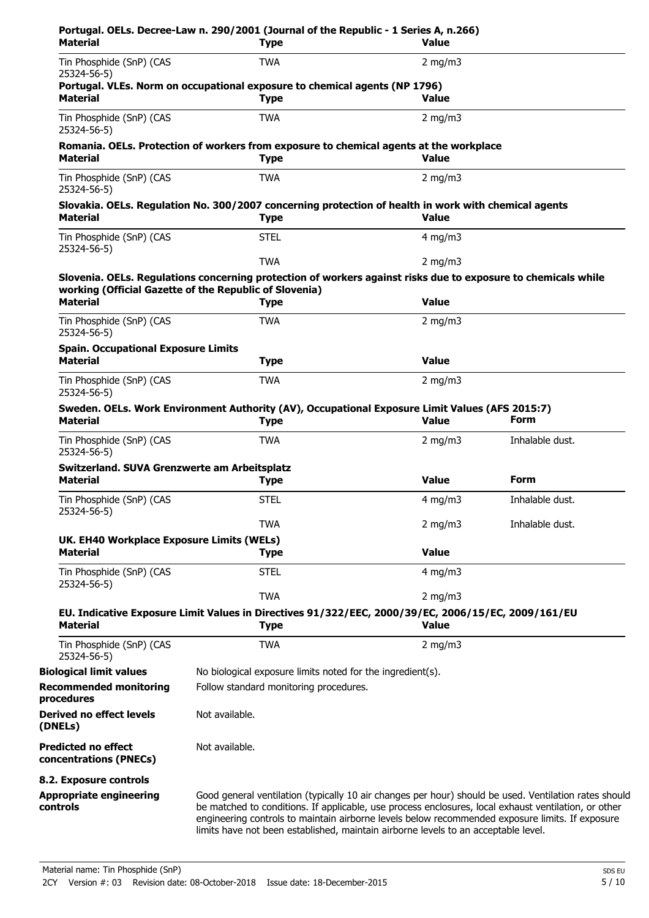**Portugal. OELs. Decree-Law n. 290/2001 (Journal of the Republic - 1 Series A, n.266)**

| Material | Type | Value |
|---|---|---|
| Tin Phosphide (SnP) (CAS 25324-56-5) | TWA | 2 mg/m3 |

**Portugal. VLEs. Norm on occupational exposure to chemical agents (NP 1796)**

| Material | Type | Value |
|---|---|---|
| Tin Phosphide (SnP) (CAS 25324-56-5) | TWA | 2 mg/m3 |

**Romania. OELs. Protection of workers from exposure to chemical agents at the workplace**

| Material | Type | Value |
|---|---|---|
| Tin Phosphide (SnP) (CAS 25324-56-5) | TWA | 2 mg/m3 |

**Slovakia. OELs. Regulation No. 300/2007 concerning protection of health in work with chemical agents**

| Material | Type | Value |
|---|---|---|
| Tin Phosphide (SnP) (CAS 25324-56-5) | STEL | 4 mg/m3 |
| | TWA | 2 mg/m3 |

**Slovenia. OELs. Regulations concerning protection of workers against risks due to exposure to chemicals while working (Official Gazette of the Republic of Slovenia)**

| Material | Type | Value |
|---|---|---|
| Tin Phosphide (SnP) (CAS 25324-56-5) | TWA | 2 mg/m3 |

**Spain. Occupational Exposure Limits**

| Material | Type | Value |
|---|---|---|
| Tin Phosphide (SnP) (CAS 25324-56-5) | TWA | 2 mg/m3 |

**Sweden. OELs. Work Environment Authority (AV), Occupational Exposure Limit Values (AFS 2015:7)**

| Material | Type | Value | Form |
|---|---|---|---|
| Tin Phosphide (SnP) (CAS 25324-56-5) | TWA | 2 mg/m3 | Inhalable dust. |

**Switzerland. SUVA Grenzwerte am Arbeitsplatz**

| Material | Type | Value | Form |
|---|---|---|---|
| Tin Phosphide (SnP) (CAS 25324-56-5) | STEL | 4 mg/m3 | Inhalable dust. |
| | TWA | 2 mg/m3 | Inhalable dust. |

**UK. EH40 Workplace Exposure Limits (WELs)**

| Material | Type | Value |
|---|---|---|
| Tin Phosphide (SnP) (CAS 25324-56-5) | STEL | 4 mg/m3 |
| | TWA | 2 mg/m3 |

**EU. Indicative Exposure Limit Values in Directives 91/322/EEC, 2000/39/EC, 2006/15/EC, 2009/161/EU**

| Material | Type | Value |
|---|---|---|
| Tin Phosphide (SnP) (CAS 25324-56-5) | TWA | 2 mg/m3 |

**Biological limit values** No biological exposure limits noted for the ingredient(s).

**Recommended monitoring procedures** Follow standard monitoring procedures.

**Derived no effect levels (DNELs)** Not available.

**Predicted no effect concentrations (PNECs)** Not available.

**8.2. Exposure controls**

**Appropriate engineering controls** Good general ventilation (typically 10 air changes per hour) should be used. Ventilation rates should be matched to conditions. If applicable, use process enclosures, local exhaust ventilation, or other engineering controls to maintain airborne levels below recommended exposure limits. If exposure limits have not been established, maintain airborne levels to an acceptable level.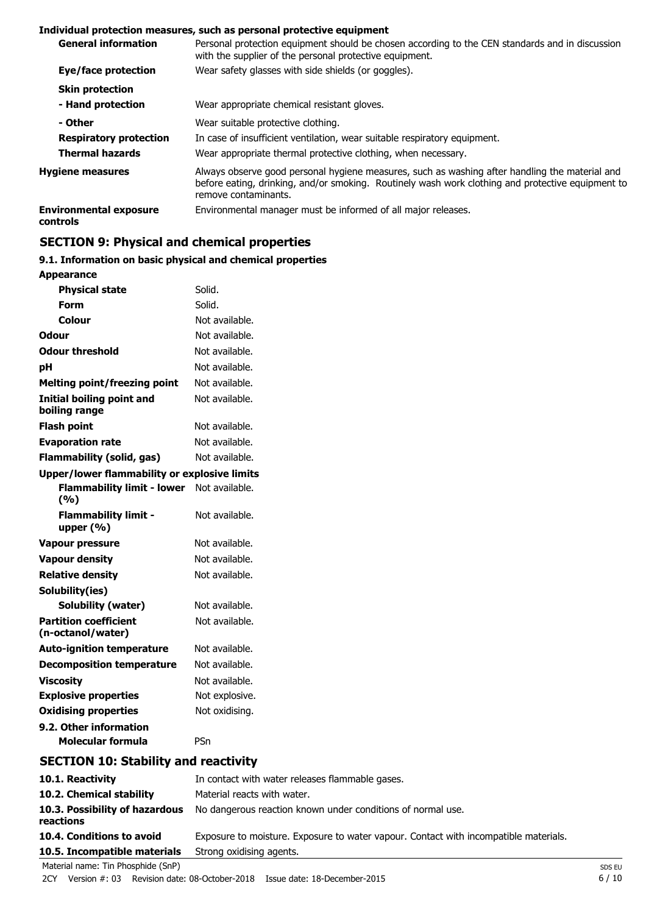**Individual protection measures, such as personal protective equipment**

| | |
|---|---|
| **General information** | Personal protection equipment should be chosen according to the CEN standards and in discussion with the supplier of the personal protective equipment. |
| **Eye/face protection** | Wear safety glasses with side shields (or goggles). |
| **Skin protection** | |
| **- Hand protection** | Wear appropriate chemical resistant gloves. |
| **- Other** | Wear suitable protective clothing. |
| **Respiratory protection** | In case of insufficient ventilation, wear suitable respiratory equipment. |
| **Thermal hazards** | Wear appropriate thermal protective clothing, when necessary. |
| **Hygiene measures** | Always observe good personal hygiene measures, such as washing after handling the material and before eating, drinking, and/or smoking. Routinely wash work clothing and protective equipment to remove contaminants. |
| **Environmental exposure controls** | Environmental manager must be informed of all major releases. |

## SECTION 9: Physical and chemical properties

### 9.1. Information on basic physical and chemical properties

| | |
|---|---|
| **Appearance** | |
| **Physical state** | Solid. |
| **Form** | Solid. |
| **Colour** | Not available. |
| **Odour** | Not available. |
| **Odour threshold** | Not available. |
| **pH** | Not available. |
| **Melting point/freezing point** | Not available. |
| **Initial boiling point and boiling range** | Not available. |
| **Flash point** | Not available. |
| **Evaporation rate** | Not available. |
| **Flammability (solid, gas)** | Not available. |
| **Upper/lower flammability or explosive limits** | |
| **Flammability limit - lower (%)** | Not available. |
| **Flammability limit - upper (%)** | Not available. |
| **Vapour pressure** | Not available. |
| **Vapour density** | Not available. |
| **Relative density** | Not available. |
| **Solubility(ies)** | |
| **Solubility (water)** | Not available. |
| **Partition coefficient (n-octanol/water)** | Not available. |
| **Auto-ignition temperature** | Not available. |
| **Decomposition temperature** | Not available. |
| **Viscosity** | Not available. |
| **Explosive properties** | Not explosive. |
| **Oxidising properties** | Not oxidising. |
| **9.2. Other information** | |
| **Molecular formula** | PSn |

## SECTION 10: Stability and reactivity

| | |
|---|---|
| **10.1. Reactivity** | In contact with water releases flammable gases. |
| **10.2. Chemical stability** | Material reacts with water. |
| **10.3. Possibility of hazardous reactions** | No dangerous reaction known under conditions of normal use. |
| **10.4. Conditions to avoid** | Exposure to moisture. Exposure to water vapour. Contact with incompatible materials. |
| **10.5. Incompatible materials** | Strong oxidising agents. |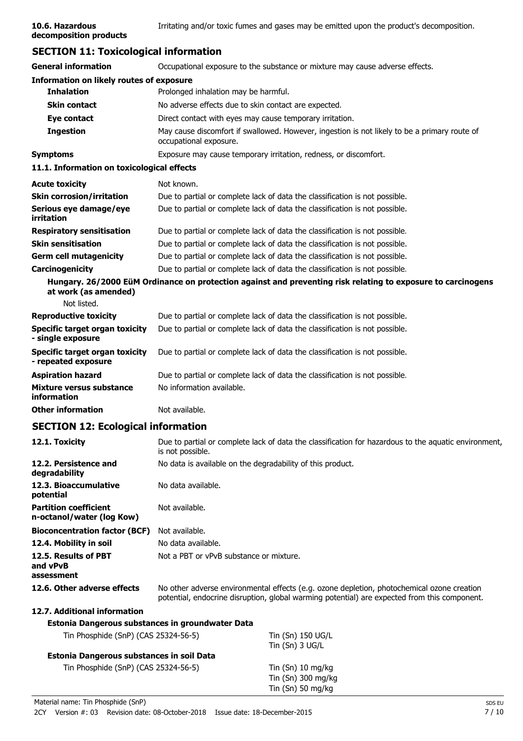| | |
|---|---|
| **10.6. Hazardous decomposition products** | Irritating and/or toxic fumes and gases may be emitted upon the product's decomposition. |

## SECTION 11: Toxicological information

| | |
|---|---|
| **General information** | Occupational exposure to the substance or mixture may cause adverse effects. |

**Information on likely routes of exposure**

| | |
|---|---|
| **Inhalation** | Prolonged inhalation may be harmful. |
| **Skin contact** | No adverse effects due to skin contact are expected. |
| **Eye contact** | Direct contact with eyes may cause temporary irritation. |
| **Ingestion** | May cause discomfort if swallowed. However, ingestion is not likely to be a primary route of occupational exposure. |
| **Symptoms** | Exposure may cause temporary irritation, redness, or discomfort. |

**11.1. Information on toxicological effects**

| | |
|---|---|
| **Acute toxicity** | Not known. |
| **Skin corrosion/irritation** | Due to partial or complete lack of data the classification is not possible. |
| **Serious eye damage/eye irritation** | Due to partial or complete lack of data the classification is not possible. |
| **Respiratory sensitisation** | Due to partial or complete lack of data the classification is not possible. |
| **Skin sensitisation** | Due to partial or complete lack of data the classification is not possible. |
| **Germ cell mutagenicity** | Due to partial or complete lack of data the classification is not possible. |
| **Carcinogenicity** | Due to partial or complete lack of data the classification is not possible. |

**Hungary. 26/2000 EüM Ordinance on protection against and preventing risk relating to exposure to carcinogens at work (as amended)**

Not listed.

| | |
|---|---|
| **Reproductive toxicity** | Due to partial or complete lack of data the classification is not possible. |
| **Specific target organ toxicity - single exposure** | Due to partial or complete lack of data the classification is not possible. |
| **Specific target organ toxicity - repeated exposure** | Due to partial or complete lack of data the classification is not possible. |
| **Aspiration hazard** | Due to partial or complete lack of data the classification is not possible. |
| **Mixture versus substance information** | No information available. |
| **Other information** | Not available. |

## SECTION 12: Ecological information

| | |
|---|---|
| **12.1. Toxicity** | Due to partial or complete lack of data the classification for hazardous to the aquatic environment, is not possible. |
| **12.2. Persistence and degradability** | No data is available on the degradability of this product. |
| **12.3. Bioaccumulative potential** | No data available. |
| **Partition coefficient n-octanol/water (log Kow)** | Not available. |
| **Bioconcentration factor (BCF)** | Not available. |
| **12.4. Mobility in soil** | No data available. |
| **12.5. Results of PBT and vPvB assessment** | Not a PBT or vPvB substance or mixture. |
| **12.6. Other adverse effects** | No other adverse environmental effects (e.g. ozone depletion, photochemical ozone creation potential, endocrine disruption, global warming potential) are expected from this component. |

**12.7. Additional information**

**Estonia Dangerous substances in groundwater Data**

| | |
|---|---|
| Tin Phosphide (SnP) (CAS 25324-56-5) | Tin (Sn) 150 UG/L<br>Tin (Sn) 3 UG/L |

**Estonia Dangerous substances in soil Data**

| | |
|---|---|
| Tin Phosphide (SnP) (CAS 25324-56-5) | Tin (Sn) 10 mg/kg<br>Tin (Sn) 300 mg/kg<br>Tin (Sn) 50 mg/kg |

Material name: Tin Phosphide (SnP)
2CY Version #: 03 Revision date: 08-October-2018 Issue date: 18-December-2015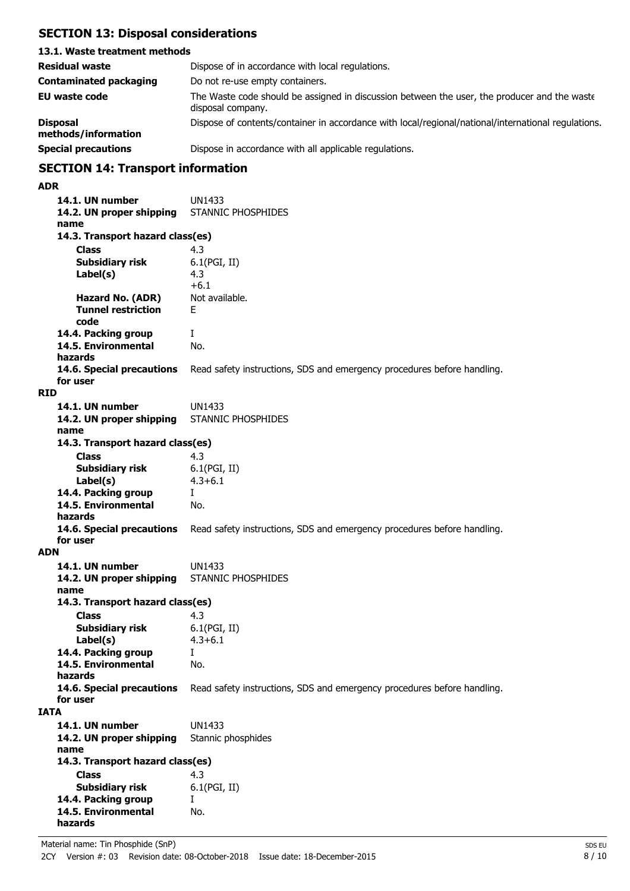## SECTION 13: Disposal considerations

### 13.1. Waste treatment methods

| | |
|---|---|
| **Residual waste** | Dispose of in accordance with local regulations. |
| **Contaminated packaging** | Do not re-use empty containers. |
| **EU waste code** | The Waste code should be assigned in discussion between the user, the producer and the waste disposal company. |
| **Disposal methods/information** | Dispose of contents/container in accordance with local/regional/national/international regulations. |
| **Special precautions** | Dispose in accordance with all applicable regulations. |

## SECTION 14: Transport information

**ADR**

| | |
|---|---|
| **14.1. UN number** | UN1433 |
| **14.2. UN proper shipping name** | STANNIC PHOSPHIDES |
| **14.3. Transport hazard class(es)** | |
| **Class** | 4.3 |
| **Subsidiary risk** | 6.1(PGI, II) |
| **Label(s)** | 4.3 +6.1 |
| **Hazard No. (ADR)** | Not available. |
| **Tunnel restriction code** | E |
| **14.4. Packing group** | I |
| **14.5. Environmental hazards** | No. |
| **14.6. Special precautions for user** | Read safety instructions, SDS and emergency procedures before handling. |

**RID**

| | |
|---|---|
| **14.1. UN number** | UN1433 |
| **14.2. UN proper shipping name** | STANNIC PHOSPHIDES |
| **14.3. Transport hazard class(es)** | |
| **Class** | 4.3 |
| **Subsidiary risk** | 6.1(PGI, II) |
| **Label(s)** | 4.3+6.1 |
| **14.4. Packing group** | I |
| **14.5. Environmental hazards** | No. |
| **14.6. Special precautions for user** | Read safety instructions, SDS and emergency procedures before handling. |

**ADN**

| | |
|---|---|
| **14.1. UN number** | UN1433 |
| **14.2. UN proper shipping name** | STANNIC PHOSPHIDES |
| **14.3. Transport hazard class(es)** | |
| **Class** | 4.3 |
| **Subsidiary risk** | 6.1(PGI, II) |
| **Label(s)** | 4.3+6.1 |
| **14.4. Packing group** | I |
| **14.5. Environmental hazards** | No. |
| **14.6. Special precautions for user** | Read safety instructions, SDS and emergency procedures before handling. |

**IATA**

| | |
|---|---|
| **14.1. UN number** | UN1433 |
| **14.2. UN proper shipping name** | Stannic phosphides |
| **14.3. Transport hazard class(es)** | |
| **Class** | 4.3 |
| **Subsidiary risk** | 6.1(PGI, II) |
| **14.4. Packing group** | I |
| **14.5. Environmental hazards** | No. |

Material name: Tin Phosphide (SnP)

2CY Version #: 03 Revision date: 08-October-2018 Issue date: 18-December-2015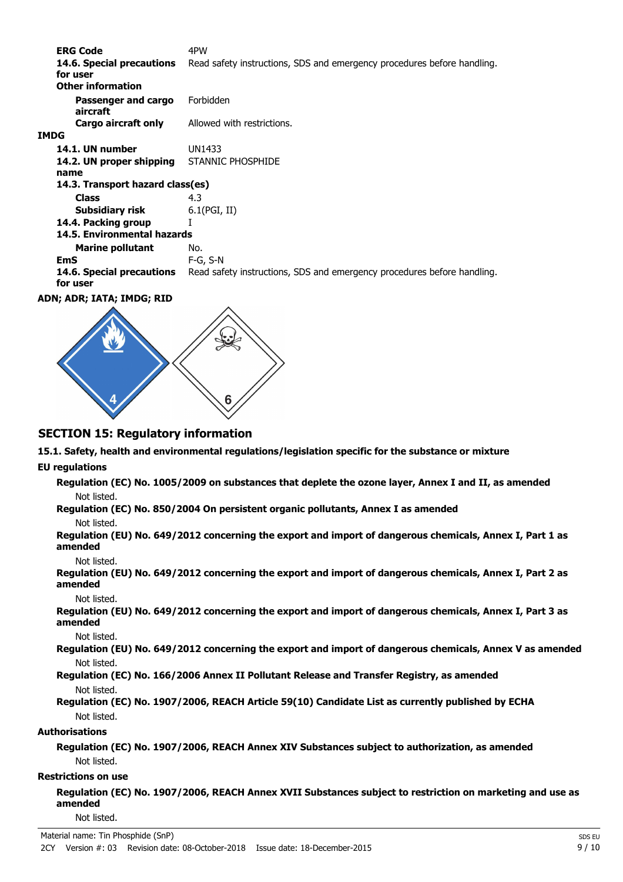**ERG Code** 4PW

**14.6. Special precautions for user** Read safety instructions, SDS and emergency procedures before handling.

**Other information**

**Passenger and cargo aircraft** Forbidden

**Cargo aircraft only** Allowed with restrictions.

**IMDG**

**14.1. UN number** UN1433

**14.2. UN proper shipping name** STANNIC PHOSPHIDE

**14.3. Transport hazard class(es)**

**Class** 4.3

**Subsidiary risk** 6.1(PGI, II)

**14.4. Packing group** I

**14.5. Environmental hazards**

**Marine pollutant** No.

**EmS** F-G, S-N

**14.6. Special precautions for user** Read safety instructions, SDS and emergency procedures before handling.

**ADN; ADR; IATA; IMDG; RID**

## SECTION 15: Regulatory information

**15.1. Safety, health and environmental regulations/legislation specific for the substance or mixture**

**EU regulations**

**Regulation (EC) No. 1005/2009 on substances that deplete the ozone layer, Annex I and II, as amended**

Not listed.

**Regulation (EC) No. 850/2004 On persistent organic pollutants, Annex I as amended**

Not listed.

**Regulation (EU) No. 649/2012 concerning the export and import of dangerous chemicals, Annex I, Part 1 as amended**

Not listed.

**Regulation (EU) No. 649/2012 concerning the export and import of dangerous chemicals, Annex I, Part 2 as amended**

Not listed.

**Regulation (EU) No. 649/2012 concerning the export and import of dangerous chemicals, Annex I, Part 3 as amended**

Not listed.

**Regulation (EU) No. 649/2012 concerning the export and import of dangerous chemicals, Annex V as amended**

Not listed.

**Regulation (EC) No. 166/2006 Annex II Pollutant Release and Transfer Registry, as amended**

Not listed.

**Regulation (EC) No. 1907/2006, REACH Article 59(10) Candidate List as currently published by ECHA**

Not listed.

**Authorisations**

**Regulation (EC) No. 1907/2006, REACH Annex XIV Substances subject to authorization, as amended**

Not listed.

**Restrictions on use**

**Regulation (EC) No. 1907/2006, REACH Annex XVII Substances subject to restriction on marketing and use as amended**

Not listed.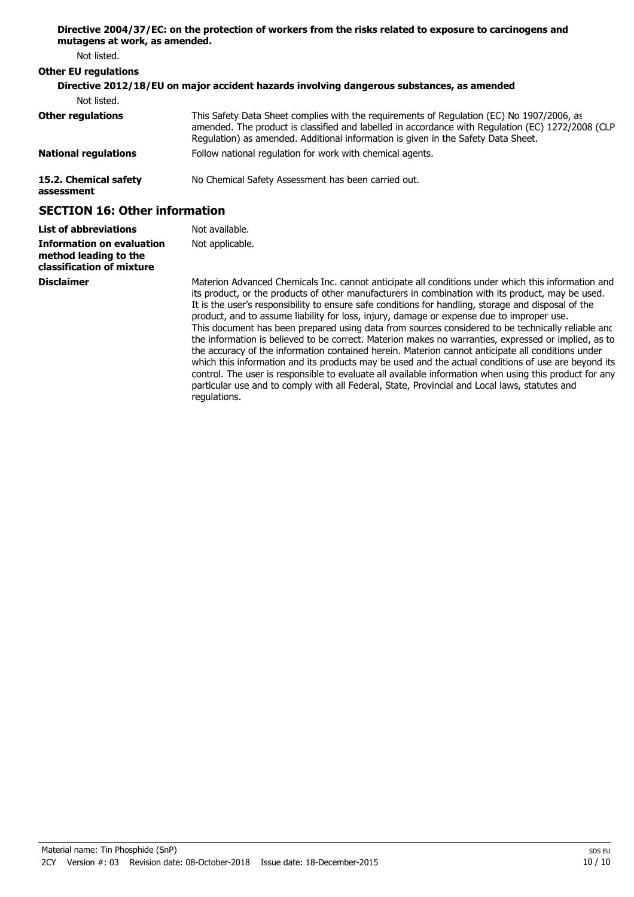**Directive 2004/37/EC: on the protection of workers from the risks related to exposure to carcinogens and mutagens at work, as amended.**

Not listed.

**Other EU regulations**

**Directive 2012/18/EU on major accident hazards involving dangerous substances, as amended**

Not listed.

**Other regulations** This Safety Data Sheet complies with the requirements of Regulation (EC) No 1907/2006, as amended. The product is classified and labelled in accordance with Regulation (EC) 1272/2008 (CLP Regulation) as amended. Additional information is given in the Safety Data Sheet.

**National regulations** Follow national regulation for work with chemical agents.

**15.2. Chemical safety assessment** No Chemical Safety Assessment has been carried out.

## SECTION 16: Other information

**List of abbreviations** Not available.

**Information on evaluation method leading to the classification of mixture** Not applicable.

**Disclaimer** Materion Advanced Chemicals Inc. cannot anticipate all conditions under which this information and its product, or the products of other manufacturers in combination with its product, may be used. It is the user's responsibility to ensure safe conditions for handling, storage and disposal of the product, and to assume liability for loss, injury, damage or expense due to improper use. This document has been prepared using data from sources considered to be technically reliable and the information is believed to be correct. Materion makes no warranties, expressed or implied, as to the accuracy of the information contained herein. Materion cannot anticipate all conditions under which this information and its products may be used and the actual conditions of use are beyond its control. The user is responsible to evaluate all available information when using this product for any particular use and to comply with all Federal, State, Provincial and Local laws, statutes and regulations.

Material name: Tin Phosphide (SnP)

2CY Version #: 03 Revision date: 08-October-2018 Issue date: 18-December-2015